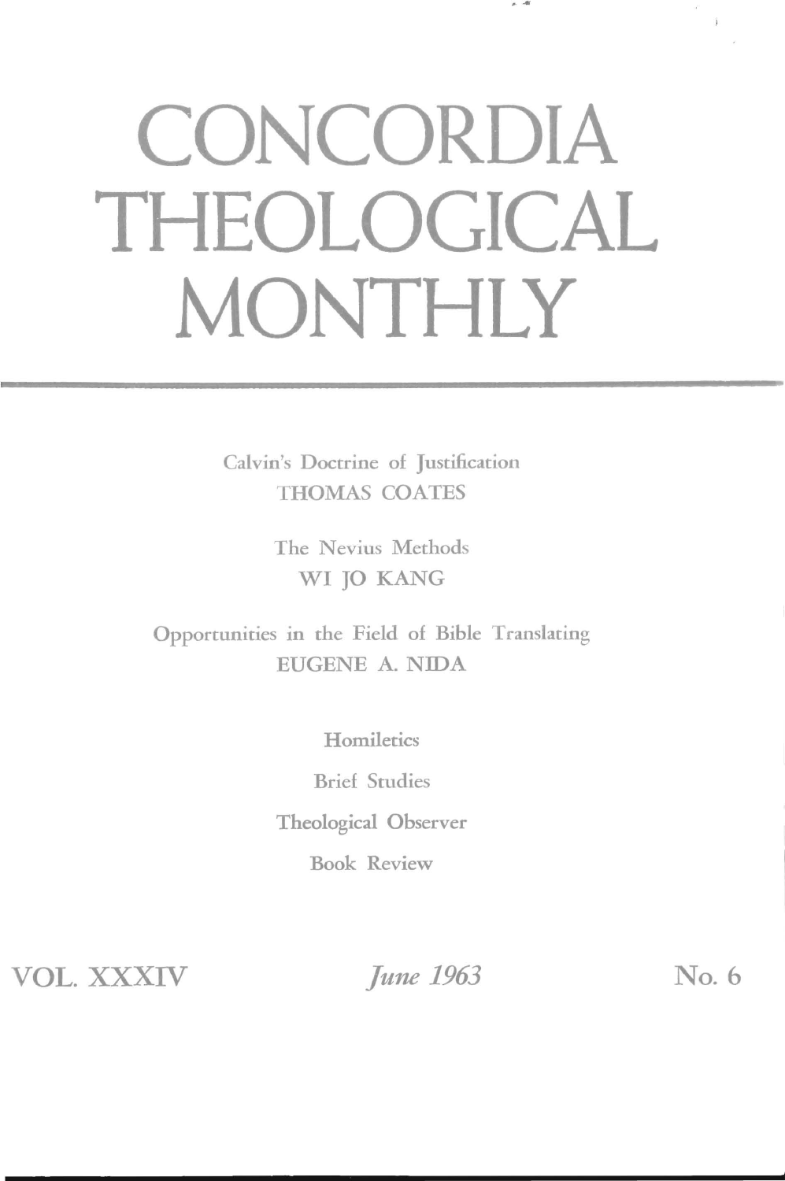# CONCORDIA THEOLOGICAL MONTHLY

Calvin's Doctrine of Justification
THOMAS COATES

The Nevius Methods
WI JO KANG

Opportunities in the Field of Bible Translating
EUGENE A. NIDA

Homiletics

Brief Studies

Theological Observer

Book Review

VOL. XXXIV *June 1963* No. 6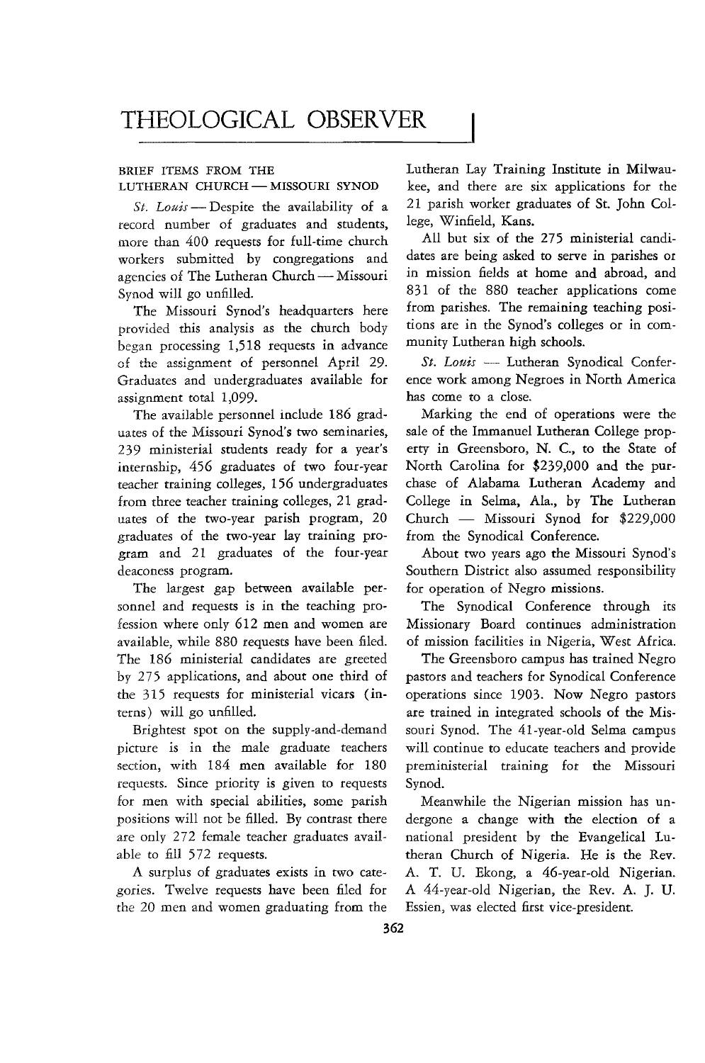# THEOLOGICAL OBSERVER

BRIEF ITEMS FROM THE LUTHERAN CHURCH — MISSOURI SYNOD

*St. Louis* — Despite the availability of a record number of graduates and students, more than 400 requests for full-time church workers submitted by congregations and agencies of The Lutheran Church — Missouri Synod will go unfilled.

The Missouri Synod's headquarters here provided this analysis as the church body began processing 1,518 requests in advance of the assignment of personnel April 29. Graduates and undergraduates available for assignment total 1,099.

The available personnel include 186 graduates of the Missouri Synod's two seminaries, 239 ministerial students ready for a year's internship, 456 graduates of two four-year teacher training colleges, 156 undergraduates from three teacher training colleges, 21 graduates of the two-year parish program, 20 graduates of the two-year lay training program and 21 graduates of the four-year deaconess program.

The largest gap between available personnel and requests is in the teaching profession where only 612 men and women are available, while 880 requests have been filed. The 186 ministerial candidates are greeted by 275 applications, and about one third of the 315 requests for ministerial vicars (interns) will go unfilled.

Brightest spot on the supply-and-demand picture is in the male graduate teachers section, with 184 men available for 180 requests. Since priority is given to requests for men with special abilities, some parish positions will not be filled. By contrast there are only 272 female teacher graduates available to fill 572 requests.

A surplus of graduates exists in two categories. Twelve requests have been filed for the 20 men and women graduating from the Lutheran Lay Training Institute in Milwaukee, and there are six applications for the 21 parish worker graduates of St. John College, Winfield, Kans.

All but six of the 275 ministerial candidates are being asked to serve in parishes or in mission fields at home and abroad, and 831 of the 880 teacher applications come from parishes. The remaining teaching positions are in the Synod's colleges or in community Lutheran high schools.

*St. Louis* — Lutheran Synodical Conference work among Negroes in North America has come to a close.

Marking the end of operations were the sale of the Immanuel Lutheran College property in Greensboro, N. C., to the State of North Carolina for $239,000 and the purchase of Alabama Lutheran Academy and College in Selma, Ala., by The Lutheran Church — Missouri Synod for $229,000 from the Synodical Conference.

About two years ago the Missouri Synod's Southern District also assumed responsibility for operation of Negro missions.

The Synodical Conference through its Missionary Board continues administration of mission facilities in Nigeria, West Africa.

The Greensboro campus has trained Negro pastors and teachers for Synodical Conference operations since 1903. Now Negro pastors are trained in integrated schools of the Missouri Synod. The 41-year-old Selma campus will continue to educate teachers and provide preministerial training for the Missouri Synod.

Meanwhile the Nigerian mission has undergone a change with the election of a national president by the Evangelical Lutheran Church of Nigeria. He is the Rev. A. T. U. Ekong, a 46-year-old Nigerian. A 44-year-old Nigerian, the Rev. A. J. U. Essien, was elected first vice-president.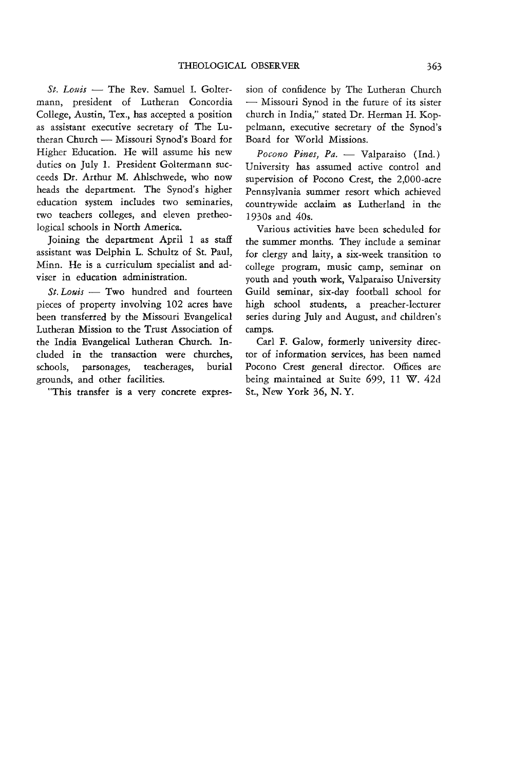*St. Louis* — The Rev. Samuel I. Goltermann, president of Lutheran Concordia College, Austin, Tex., has accepted a position as assistant executive secretary of The Lutheran Church — Missouri Synod's Board for Higher Education. He will assume his new duties on July 1. President Goltermann succeeds Dr. Arthur M. Ahlschwede, who now heads the department. The Synod's higher education system includes two seminaries, two teachers colleges, and eleven pretheological schools in North America.

Joining the department April 1 as staff assistant was Delphin L. Schultz of St. Paul, Minn. He is a curriculum specialist and adviser in education administration.

*St. Louis* — Two hundred and fourteen pieces of property involving 102 acres have been transferred by the Missouri Evangelical Lutheran Mission to the Trust Association of the India Evangelical Lutheran Church. Included in the transaction were churches, schools, parsonages, teacherages, burial grounds, and other facilities.

"This transfer is a very concrete expression of confidence by The Lutheran Church — Missouri Synod in the future of its sister church in India," stated Dr. Herman H. Koppelmann, executive secretary of the Synod's Board for World Missions.

*Pocono Pines, Pa.* — Valparaiso (Ind.) University has assumed active control and supervision of Pocono Crest, the 2,000-acre Pennsylvania summer resort which achieved countrywide acclaim as Lutherland in the 1930s and 40s.

Various activities have been scheduled for the summer months. They include a seminar for clergy and laity, a six-week transition to college program, music camp, seminar on youth and youth work, Valparaiso University Guild seminar, six-day football school for high school students, a preacher-lecturer series during July and August, and children's camps.

Carl F. Galow, formerly university director of information services, has been named Pocono Crest general director. Offices are being maintained at Suite 699, 11 W. 42d St., New York 36, N. Y.